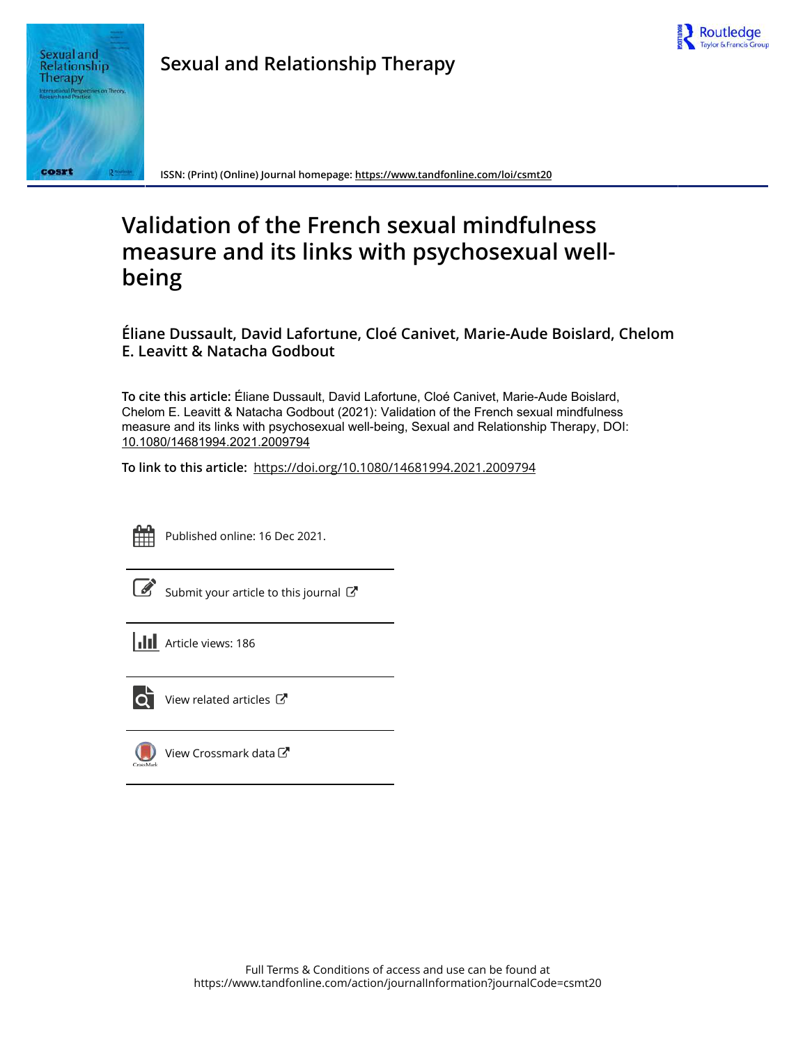# Sexual and Relationship Therapy

ISSN: (Print) (Online) Journal homepage: https://www.tandfonline.com/loi/csmt20

# Validation of the French sexual mindfulness measure and its links with psychosexual well-being

**Éliane Dussault, David Lafortune, Cloé Canivet, Marie-Aude Boislard, Chelom E. Leavitt & Natacha Godbout**

**To cite this article:** Éliane Dussault, David Lafortune, Cloé Canivet, Marie-Aude Boislard, Chelom E. Leavitt & Natacha Godbout (2021): Validation of the French sexual mindfulness measure and its links with psychosexual well-being, Sexual and Relationship Therapy, DOI: 10.1080/14681994.2021.2009794

**To link to this article:** https://doi.org/10.1080/14681994.2021.2009794

Published online: 16 Dec 2021.

Submit your article to this journal

Article views: 186

View related articles

View Crossmark data

Full Terms & Conditions of access and use can be found at
https://www.tandfonline.com/action/journalInformation?journalCode=csmt20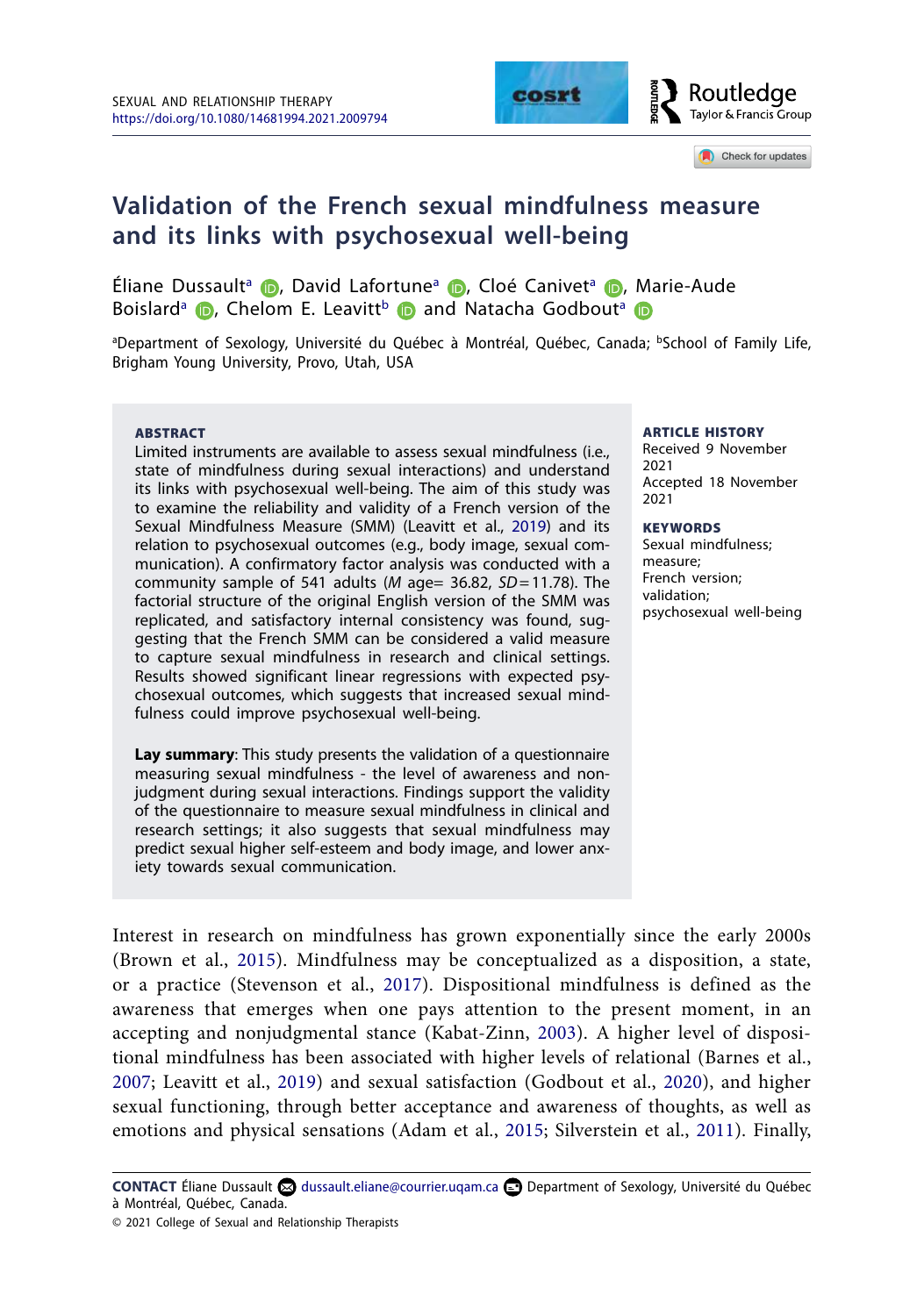# Validation of the French sexual mindfulness measure and its links with psychosexual well-being

Éliane Dussault[a], David Lafortune[a], Cloé Canivet[a], Marie-Aude Boisilard[a], Chelom E. Leavitt[b] and Natacha Godbout[a]

[a]Department of Sexology, Université du Québec à Montréal, Québec, Canada; [b]School of Family Life, Brigham Young University, Provo, Utah, USA

**ABSTRACT**

Limited instruments are available to assess sexual mindfulness (i.e., state of mindfulness during sexual interactions) and understand its links with psychosexual well-being. The aim of this study was to examine the reliability and validity of a French version of the Sexual Mindfulness Measure (SMM) (Leavitt et al., 2019) and its relation to psychosexual outcomes (e.g., body image, sexual communication). A confirmatory factor analysis was conducted with a community sample of 541 adults (*M* age= 36.82, *SD*= 11.78). The factorial structure of the original English version of the SMM was replicated, and satisfactory internal consistency was found, suggesting that the French SMM can be considered a valid measure to capture sexual mindfulness in research and clinical settings. Results showed significant linear regressions with expected psychosexual outcomes, which suggests that increased sexual mindfulness could improve psychosexual well-being.

**Lay summary**: This study presents the validation of a questionnaire measuring sexual mindfulness - the level of awareness and non-judgment during sexual interactions. Findings support the validity of the questionnaire to measure sexual mindfulness in clinical and research settings; it also suggests that sexual mindfulness may predict sexual higher self-esteem and body image, and lower anxiety towards sexual communication.

**ARTICLE HISTORY**
Received 9 November 2021
Accepted 18 November 2021

**KEYWORDS**
Sexual mindfulness; measure; French version; validation; psychosexual well-being

Interest in research on mindfulness has grown exponentially since the early 2000s (Brown et al., 2015). Mindfulness may be conceptualized as a disposition, a state, or a practice (Stevenson et al., 2017). Dispositional mindfulness is defined as the awareness that emerges when one pays attention to the present moment, in an accepting and nonjudgmental stance (Kabat-Zinn, 2003). A higher level of dispositional mindfulness has been associated with higher levels of relational (Barnes et al., 2007; Leavitt et al., 2019) and sexual satisfaction (Godbout et al., 2020), and higher sexual functioning, through better acceptance and awareness of thoughts, as well as emotions and physical sensations (Adam et al., 2015; Silverstein et al., 2011). Finally,

**CONTACT** Éliane Dussault dussault.eliane@courrier.uqam.ca Department of Sexology, Université du Québec à Montréal, Québec, Canada.
© 2021 College of Sexual and Relationship Therapists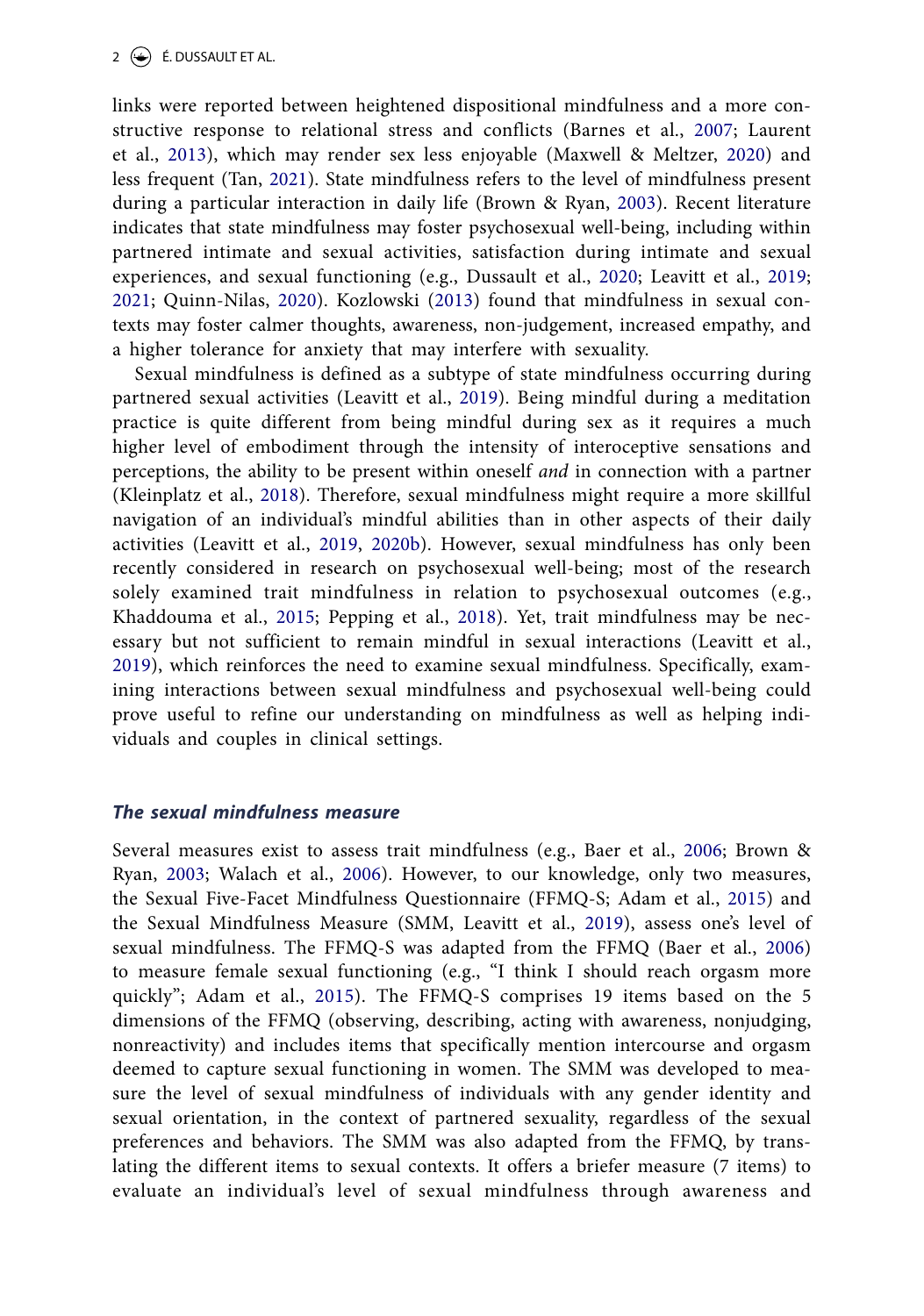links were reported between heightened dispositional mindfulness and a more constructive response to relational stress and conflicts (Barnes et al., 2007; Laurent et al., 2013), which may render sex less enjoyable (Maxwell & Meltzer, 2020) and less frequent (Tan, 2021). State mindfulness refers to the level of mindfulness present during a particular interaction in daily life (Brown & Ryan, 2003). Recent literature indicates that state mindfulness may foster psychosexual well-being, including within partnered intimate and sexual activities, satisfaction during intimate and sexual experiences, and sexual functioning (e.g., Dussault et al., 2020; Leavitt et al., 2019; 2021; Quinn-Nilas, 2020). Kozlowski (2013) found that mindfulness in sexual contexts may foster calmer thoughts, awareness, non-judgement, increased empathy, and a higher tolerance for anxiety that may interfere with sexuality.

Sexual mindfulness is defined as a subtype of state mindfulness occurring during partnered sexual activities (Leavitt et al., 2019). Being mindful during a meditation practice is quite different from being mindful during sex as it requires a much higher level of embodiment through the intensity of interoceptive sensations and perceptions, the ability to be present within oneself *and* in connection with a partner (Kleinplatz et al., 2018). Therefore, sexual mindfulness might require a more skillful navigation of an individual's mindful abilities than in other aspects of their daily activities (Leavitt et al., 2019, 2020b). However, sexual mindfulness has only been recently considered in research on psychosexual well-being; most of the research solely examined trait mindfulness in relation to psychosexual outcomes (e.g., Khaddouma et al., 2015; Pepping et al., 2018). Yet, trait mindfulness may be necessary but not sufficient to remain mindful in sexual interactions (Leavitt et al., 2019), which reinforces the need to examine sexual mindfulness. Specifically, examining interactions between sexual mindfulness and psychosexual well-being could prove useful to refine our understanding on mindfulness as well as helping individuals and couples in clinical settings.

### *The sexual mindfulness measure*

Several measures exist to assess trait mindfulness (e.g., Baer et al., 2006; Brown & Ryan, 2003; Walach et al., 2006). However, to our knowledge, only two measures, the Sexual Five-Facet Mindfulness Questionnaire (FFMQ-S; Adam et al., 2015) and the Sexual Mindfulness Measure (SMM, Leavitt et al., 2019), assess one's level of sexual mindfulness. The FFMQ-S was adapted from the FFMQ (Baer et al., 2006) to measure female sexual functioning (e.g., "I think I should reach orgasm more quickly"; Adam et al., 2015). The FFMQ-S comprises 19 items based on the 5 dimensions of the FFMQ (observing, describing, acting with awareness, nonjudging, nonreactivity) and includes items that specifically mention intercourse and orgasm deemed to capture sexual functioning in women. The SMM was developed to measure the level of sexual mindfulness of individuals with any gender identity and sexual orientation, in the context of partnered sexuality, regardless of the sexual preferences and behaviors. The SMM was also adapted from the FFMQ, by translating the different items to sexual contexts. It offers a briefer measure (7 items) to evaluate an individual's level of sexual mindfulness through awareness and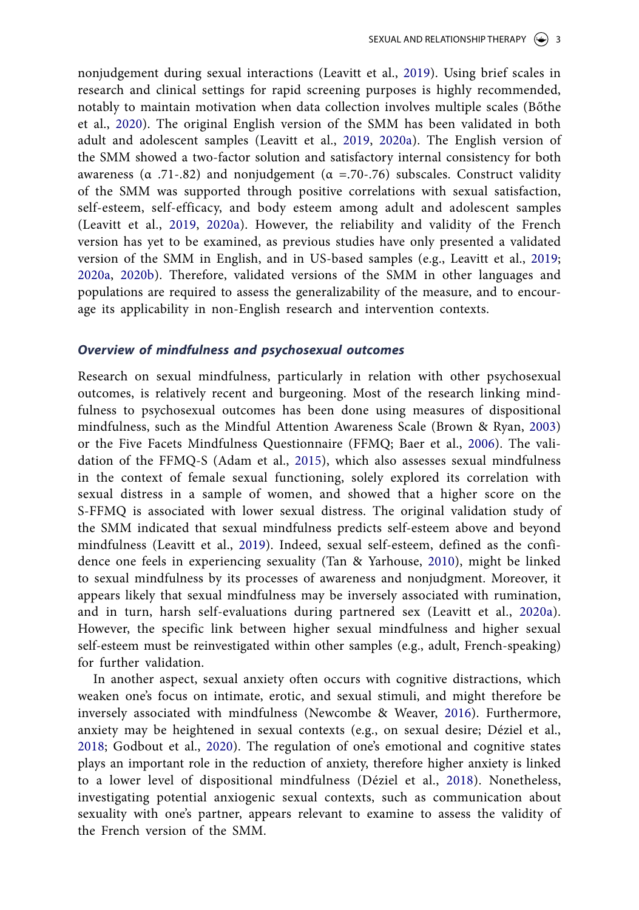nonjudgement during sexual interactions (Leavitt et al., 2019). Using brief scales in research and clinical settings for rapid screening purposes is highly recommended, notably to maintain motivation when data collection involves multiple scales (Bőthe et al., 2020). The original English version of the SMM has been validated in both adult and adolescent samples (Leavitt et al., 2019, 2020a). The English version of the SMM showed a two-factor solution and satisfactory internal consistency for both awareness (α .71-.82) and nonjudgement (α =.70-.76) subscales. Construct validity of the SMM was supported through positive correlations with sexual satisfaction, self-esteem, self-efficacy, and body esteem among adult and adolescent samples (Leavitt et al., 2019, 2020a). However, the reliability and validity of the French version has yet to be examined, as previous studies have only presented a validated version of the SMM in English, and in US-based samples (e.g., Leavitt et al., 2019; 2020a, 2020b). Therefore, validated versions of the SMM in other languages and populations are required to assess the generalizability of the measure, and to encourage its applicability in non-English research and intervention contexts.

### *Overview of mindfulness and psychosexual outcomes*

Research on sexual mindfulness, particularly in relation with other psychosexual outcomes, is relatively recent and burgeoning. Most of the research linking mindfulness to psychosexual outcomes has been done using measures of dispositional mindfulness, such as the Mindful Attention Awareness Scale (Brown & Ryan, 2003) or the Five Facets Mindfulness Questionnaire (FFMQ; Baer et al., 2006). The validation of the FFMQ-S (Adam et al., 2015), which also assesses sexual mindfulness in the context of female sexual functioning, solely explored its correlation with sexual distress in a sample of women, and showed that a higher score on the S-FFMQ is associated with lower sexual distress. The original validation study of the SMM indicated that sexual mindfulness predicts self-esteem above and beyond mindfulness (Leavitt et al., 2019). Indeed, sexual self-esteem, defined as the confidence one feels in experiencing sexuality (Tan & Yarhouse, 2010), might be linked to sexual mindfulness by its processes of awareness and nonjudgment. Moreover, it appears likely that sexual mindfulness may be inversely associated with rumination, and in turn, harsh self-evaluations during partnered sex (Leavitt et al., 2020a). However, the specific link between higher sexual mindfulness and higher sexual self-esteem must be reinvestigated within other samples (e.g., adult, French-speaking) for further validation.

In another aspect, sexual anxiety often occurs with cognitive distractions, which weaken one's focus on intimate, erotic, and sexual stimuli, and might therefore be inversely associated with mindfulness (Newcombe & Weaver, 2016). Furthermore, anxiety may be heightened in sexual contexts (e.g., on sexual desire; Déziel et al., 2018; Godbout et al., 2020). The regulation of one's emotional and cognitive states plays an important role in the reduction of anxiety, therefore higher anxiety is linked to a lower level of dispositional mindfulness (Déziel et al., 2018). Nonetheless, investigating potential anxiogenic sexual contexts, such as communication about sexuality with one's partner, appears relevant to examine to assess the validity of the French version of the SMM.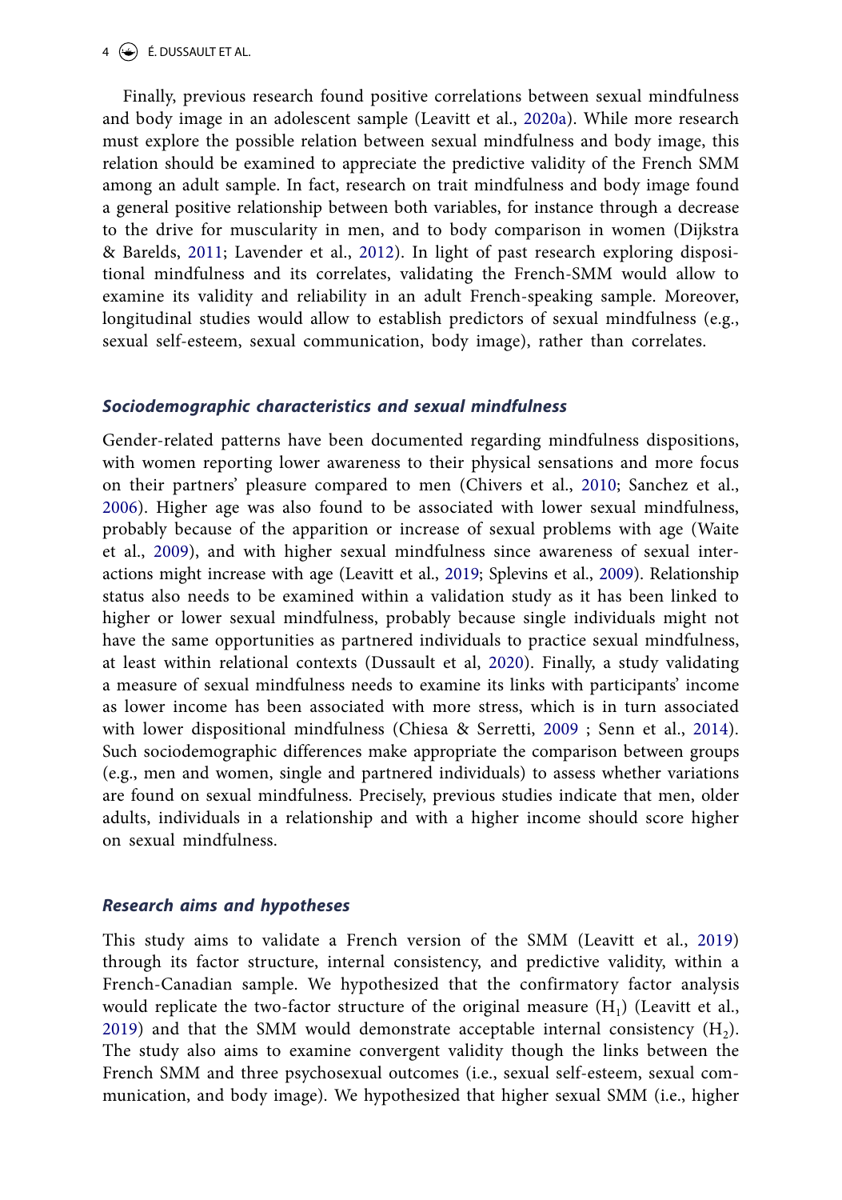Finally, previous research found positive correlations between sexual mindfulness and body image in an adolescent sample (Leavitt et al., 2020a). While more research must explore the possible relation between sexual mindfulness and body image, this relation should be examined to appreciate the predictive validity of the French SMM among an adult sample. In fact, research on trait mindfulness and body image found a general positive relationship between both variables, for instance through a decrease to the drive for muscularity in men, and to body comparison in women (Dijkstra & Barelds, 2011; Lavender et al., 2012). In light of past research exploring dispositional mindfulness and its correlates, validating the French-SMM would allow to examine its validity and reliability in an adult French-speaking sample. Moreover, longitudinal studies would allow to establish predictors of sexual mindfulness (e.g., sexual self-esteem, sexual communication, body image), rather than correlates.

### *Sociodemographic characteristics and sexual mindfulness*

Gender-related patterns have been documented regarding mindfulness dispositions, with women reporting lower awareness to their physical sensations and more focus on their partners' pleasure compared to men (Chivers et al., 2010; Sanchez et al., 2006). Higher age was also found to be associated with lower sexual mindfulness, probably because of the apparition or increase of sexual problems with age (Waite et al., 2009), and with higher sexual mindfulness since awareness of sexual interactions might increase with age (Leavitt et al., 2019; Splevins et al., 2009). Relationship status also needs to be examined within a validation study as it has been linked to higher or lower sexual mindfulness, probably because single individuals might not have the same opportunities as partnered individuals to practice sexual mindfulness, at least within relational contexts (Dussault et al, 2020). Finally, a study validating a measure of sexual mindfulness needs to examine its links with participants' income as lower income has been associated with more stress, which is in turn associated with lower dispositional mindfulness (Chiesa & Serretti, 2009 ; Senn et al., 2014). Such sociodemographic differences make appropriate the comparison between groups (e.g., men and women, single and partnered individuals) to assess whether variations are found on sexual mindfulness. Precisely, previous studies indicate that men, older adults, individuals in a relationship and with a higher income should score higher on sexual mindfulness.

### *Research aims and hypotheses*

This study aims to validate a French version of the SMM (Leavitt et al., 2019) through its factor structure, internal consistency, and predictive validity, within a French-Canadian sample. We hypothesized that the confirmatory factor analysis would replicate the two-factor structure of the original measure ($H_1$) (Leavitt et al., 2019) and that the SMM would demonstrate acceptable internal consistency ($H_2$). The study also aims to examine convergent validity though the links between the French SMM and three psychosexual outcomes (i.e., sexual self-esteem, sexual communication, and body image). We hypothesized that higher sexual SMM (i.e., higher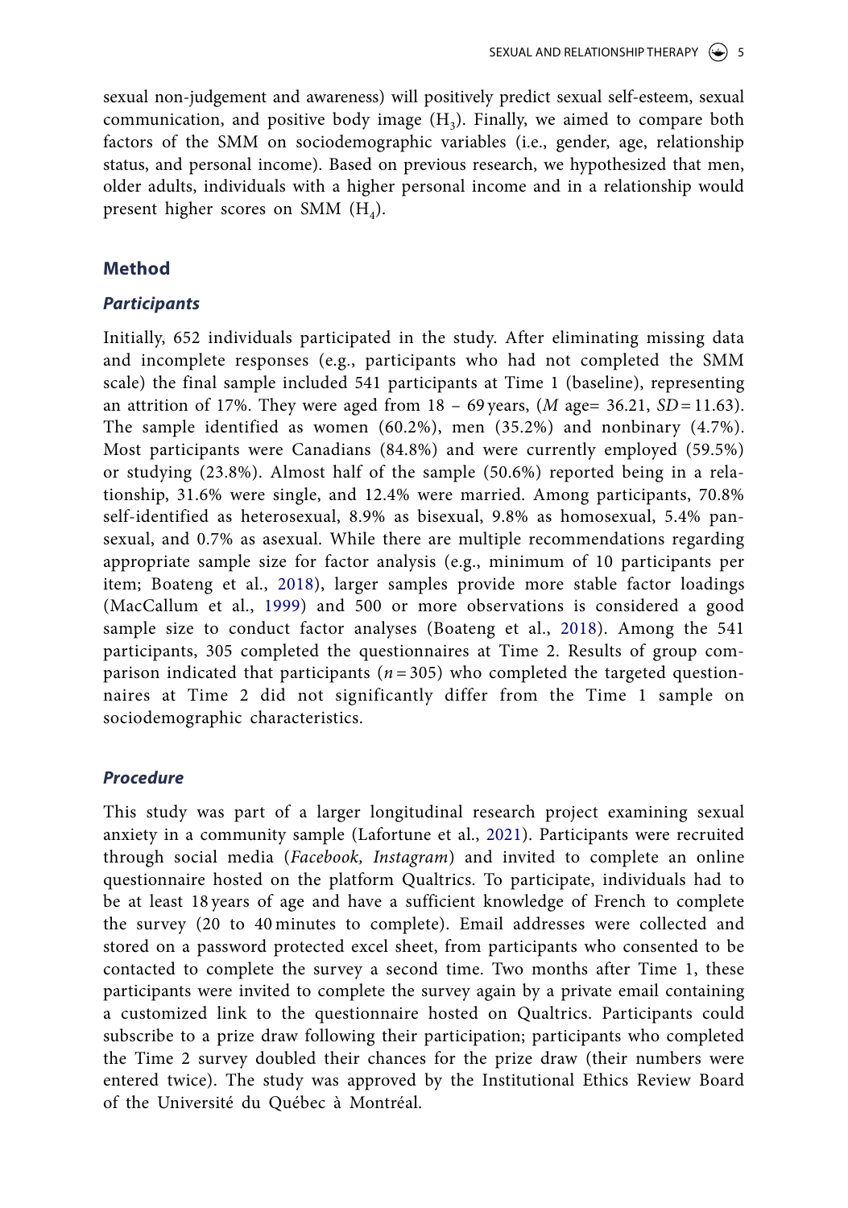sexual non-judgement and awareness) will positively predict sexual self-esteem, sexual communication, and positive body image ($H_3$). Finally, we aimed to compare both factors of the SMM on sociodemographic variables (i.e., gender, age, relationship status, and personal income). Based on previous research, we hypothesized that men, older adults, individuals with a higher personal income and in a relationship would present higher scores on SMM ($H_4$).

## Method

### *Participants*

Initially, 652 individuals participated in the study. After eliminating missing data and incomplete responses (e.g., participants who had not completed the SMM scale) the final sample included 541 participants at Time 1 (baseline), representing an attrition of 17%. They were aged from 18 – 69 years, (*M* age= 36.21, *SD* = 11.63). The sample identified as women (60.2%), men (35.2%) and nonbinary (4.7%). Most participants were Canadians (84.8%) and were currently employed (59.5%) or studying (23.8%). Almost half of the sample (50.6%) reported being in a relationship, 31.6% were single, and 12.4% were married. Among participants, 70.8% self-identified as heterosexual, 8.9% as bisexual, 9.8% as homosexual, 5.4% pansexual, and 0.7% as asexual. While there are multiple recommendations regarding appropriate sample size for factor analysis (e.g., minimum of 10 participants per item; Boateng et al., 2018), larger samples provide more stable factor loadings (MacCallum et al., 1999) and 500 or more observations is considered a good sample size to conduct factor analyses (Boateng et al., 2018). Among the 541 participants, 305 completed the questionnaires at Time 2. Results of group comparison indicated that participants (*n* = 305) who completed the targeted questionnaires at Time 2 did not significantly differ from the Time 1 sample on sociodemographic characteristics.

### *Procedure*

This study was part of a larger longitudinal research project examining sexual anxiety in a community sample (Lafortune et al., 2021). Participants were recruited through social media (*Facebook, Instagram*) and invited to complete an online questionnaire hosted on the platform Qualtrics. To participate, individuals had to be at least 18 years of age and have a sufficient knowledge of French to complete the survey (20 to 40 minutes to complete). Email addresses were collected and stored on a password protected excel sheet, from participants who consented to be contacted to complete the survey a second time. Two months after Time 1, these participants were invited to complete the survey again by a private email containing a customized link to the questionnaire hosted on Qualtrics. Participants could subscribe to a prize draw following their participation; participants who completed the Time 2 survey doubled their chances for the prize draw (their numbers were entered twice). The study was approved by the Institutional Ethics Review Board of the Université du Québec à Montréal.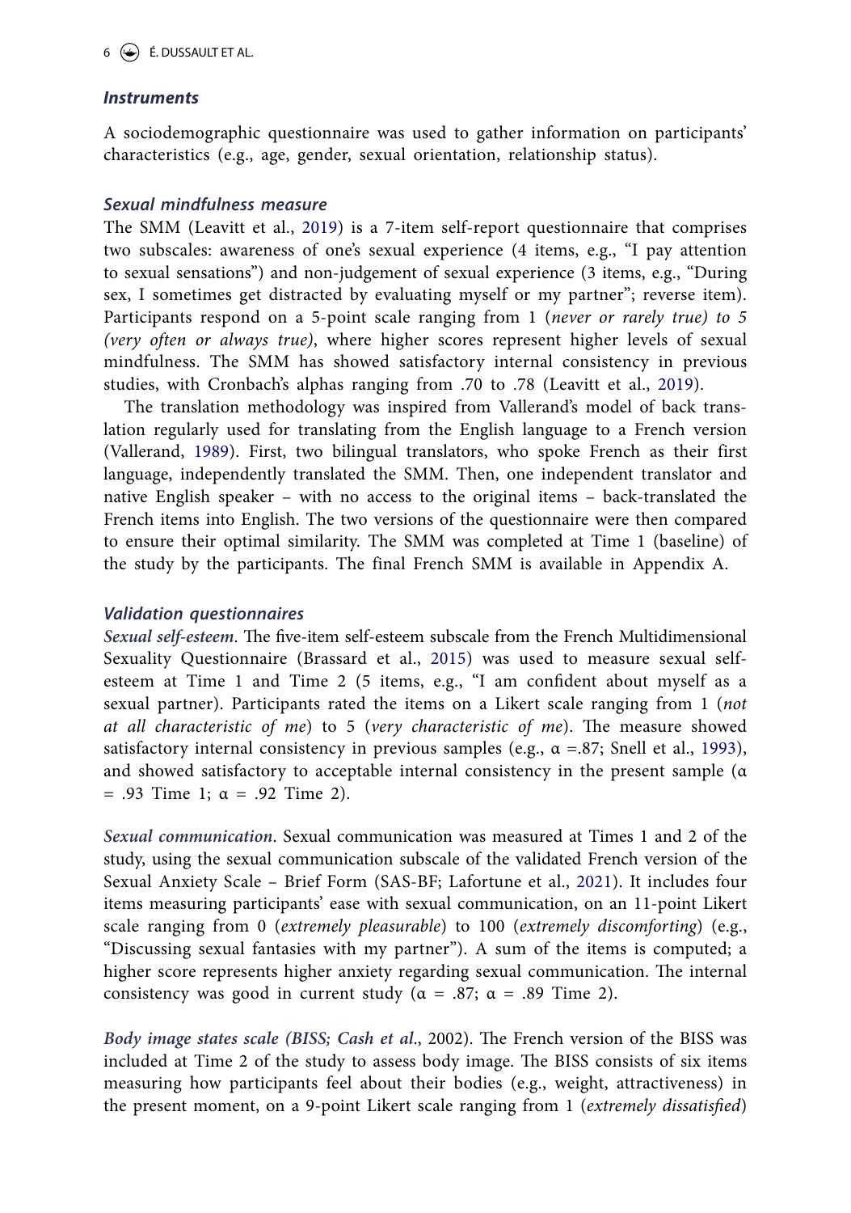### *Instruments*

A sociodemographic questionnaire was used to gather information on participants' characteristics (e.g., age, gender, sexual orientation, relationship status).

### *Sexual mindfulness measure*

The SMM (Leavitt et al., 2019) is a 7-item self-report questionnaire that comprises two subscales: awareness of one's sexual experience (4 items, e.g., "I pay attention to sexual sensations") and non-judgement of sexual experience (3 items, e.g., "During sex, I sometimes get distracted by evaluating myself or my partner"; reverse item). Participants respond on a 5-point scale ranging from 1 (*never or rarely true) to 5 (very often or always true)*, where higher scores represent higher levels of sexual mindfulness. The SMM has showed satisfactory internal consistency in previous studies, with Cronbach's alphas ranging from .70 to .78 (Leavitt et al., 2019).

The translation methodology was inspired from Vallerand's model of back translation regularly used for translating from the English language to a French version (Vallerand, 1989). First, two bilingual translators, who spoke French as their first language, independently translated the SMM. Then, one independent translator and native English speaker – with no access to the original items – back-translated the French items into English. The two versions of the questionnaire were then compared to ensure their optimal similarity. The SMM was completed at Time 1 (baseline) of the study by the participants. The final French SMM is available in Appendix A.

### *Validation questionnaires*

*Sexual self-esteem*. The five-item self-esteem subscale from the French Multidimensional Sexuality Questionnaire (Brassard et al., 2015) was used to measure sexual self-esteem at Time 1 and Time 2 (5 items, e.g., "I am confident about myself as a sexual partner). Participants rated the items on a Likert scale ranging from 1 (*not at all characteristic of me*) to 5 (*very characteristic of me*). The measure showed satisfactory internal consistency in previous samples (e.g., $\alpha$ =.87; Snell et al., 1993), and showed satisfactory to acceptable internal consistency in the present sample ($\alpha$ = .93 Time 1; $\alpha$ = .92 Time 2).

*Sexual communication*. Sexual communication was measured at Times 1 and 2 of the study, using the sexual communication subscale of the validated French version of the Sexual Anxiety Scale – Brief Form (SAS-BF; Lafortune et al., 2021). It includes four items measuring participants' ease with sexual communication, on an 11-point Likert scale ranging from 0 (*extremely pleasurable*) to 100 (*extremely discomforting*) (e.g., "Discussing sexual fantasies with my partner"). A sum of the items is computed; a higher score represents higher anxiety regarding sexual communication. The internal consistency was good in current study ($\alpha$ = .87; $\alpha$ = .89 Time 2).

*Body image states scale (BISS; Cash et al*., 2002). The French version of the BISS was included at Time 2 of the study to assess body image. The BISS consists of six items measuring how participants feel about their bodies (e.g., weight, attractiveness) in the present moment, on a 9-point Likert scale ranging from 1 (*extremely dissatisfied*)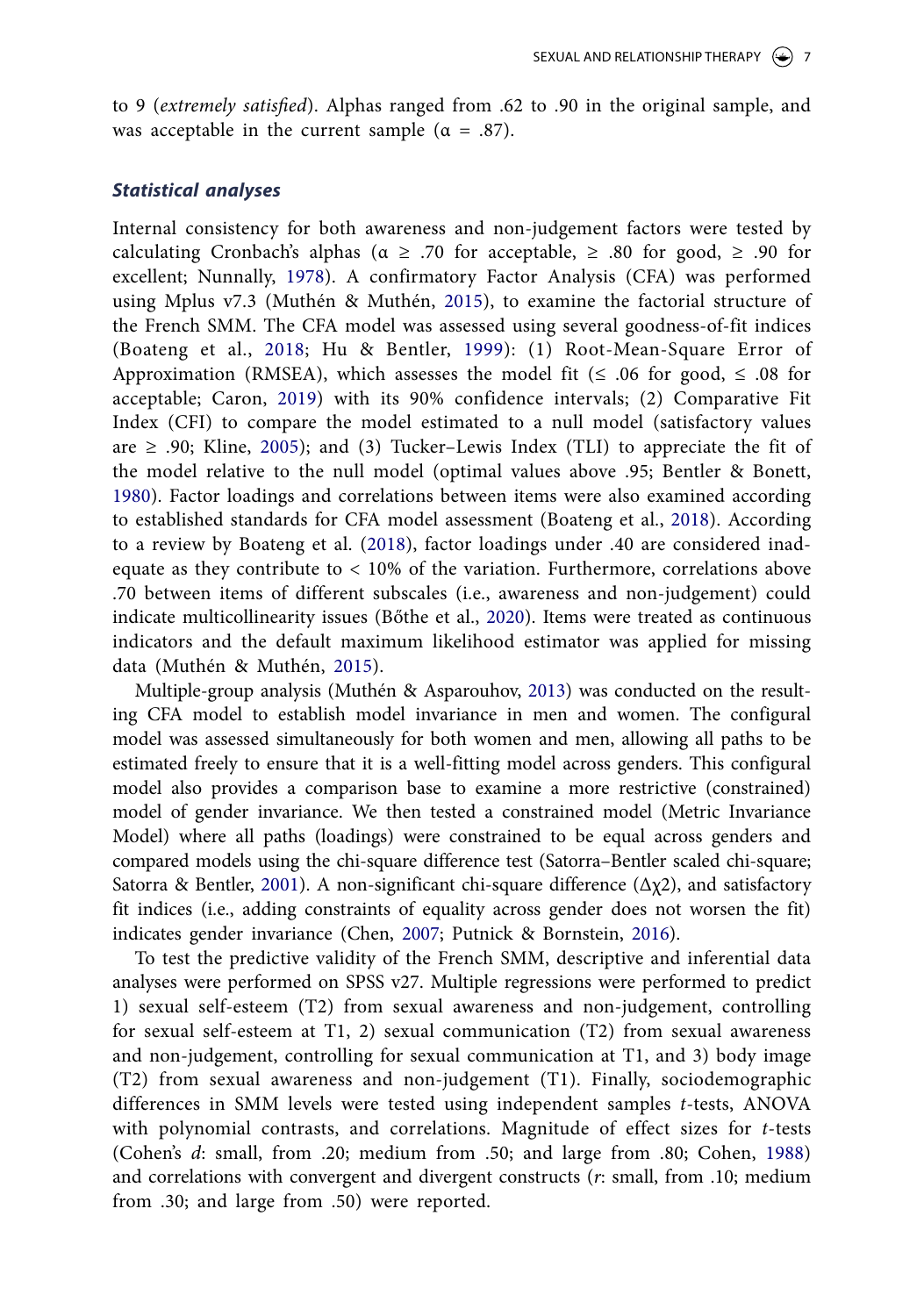to 9 (*extremely satisfied*). Alphas ranged from .62 to .90 in the original sample, and was acceptable in the current sample ($\alpha$ = .87).

### *Statistical analyses*

Internal consistency for both awareness and non-judgement factors were tested by calculating Cronbach's alphas ($\alpha \geq .70$ for acceptable, $\geq .80$ for good, $\geq .90$ for excellent; Nunnally, 1978). A confirmatory Factor Analysis (CFA) was performed using Mplus v7.3 (Muthén & Muthén, 2015), to examine the factorial structure of the French SMM. The CFA model was assessed using several goodness-of-fit indices (Boateng et al., 2018; Hu & Bentler, 1999): (1) Root-Mean-Square Error of Approximation (RMSEA), which assesses the model fit ($\leq .06$ for good, $\leq .08$ for acceptable; Caron, 2019) with its 90% confidence intervals; (2) Comparative Fit Index (CFI) to compare the model estimated to a null model (satisfactory values are $\geq .90$; Kline, 2005); and (3) Tucker–Lewis Index (TLI) to appreciate the fit of the model relative to the null model (optimal values above .95; Bentler & Bonett, 1980). Factor loadings and correlations between items were also examined according to established standards for CFA model assessment (Boateng et al., 2018). According to a review by Boateng et al. (2018), factor loadings under .40 are considered inadequate as they contribute to < 10% of the variation. Furthermore, correlations above .70 between items of different subscales (i.e., awareness and non-judgement) could indicate multicollinearity issues (Bőthe et al., 2020). Items were treated as continuous indicators and the default maximum likelihood estimator was applied for missing data (Muthén & Muthén, 2015).

Multiple-group analysis (Muthén & Asparouhov, 2013) was conducted on the resulting CFA model to establish model invariance in men and women. The configural model was assessed simultaneously for both women and men, allowing all paths to be estimated freely to ensure that it is a well-fitting model across genders. This configural model also provides a comparison base to examine a more restrictive (constrained) model of gender invariance. We then tested a constrained model (Metric Invariance Model) where all paths (loadings) were constrained to be equal across genders and compared models using the chi-square difference test (Satorra–Bentler scaled chi-square; Satorra & Bentler, 2001). A non-significant chi-square difference ($\Delta\chi 2$), and satisfactory fit indices (i.e., adding constraints of equality across gender does not worsen the fit) indicates gender invariance (Chen, 2007; Putnick & Bornstein, 2016).

To test the predictive validity of the French SMM, descriptive and inferential data analyses were performed on SPSS v27. Multiple regressions were performed to predict 1) sexual self-esteem (T2) from sexual awareness and non-judgement, controlling for sexual self-esteem at T1, 2) sexual communication (T2) from sexual awareness and non-judgement, controlling for sexual communication at T1, and 3) body image (T2) from sexual awareness and non-judgement (T1). Finally, sociodemographic differences in SMM levels were tested using independent samples *t*-tests, ANOVA with polynomial contrasts, and correlations. Magnitude of effect sizes for *t*-tests (Cohen's *d*: small, from .20; medium from .50; and large from .80; Cohen, 1988) and correlations with convergent and divergent constructs (*r*: small, from .10; medium from .30; and large from .50) were reported.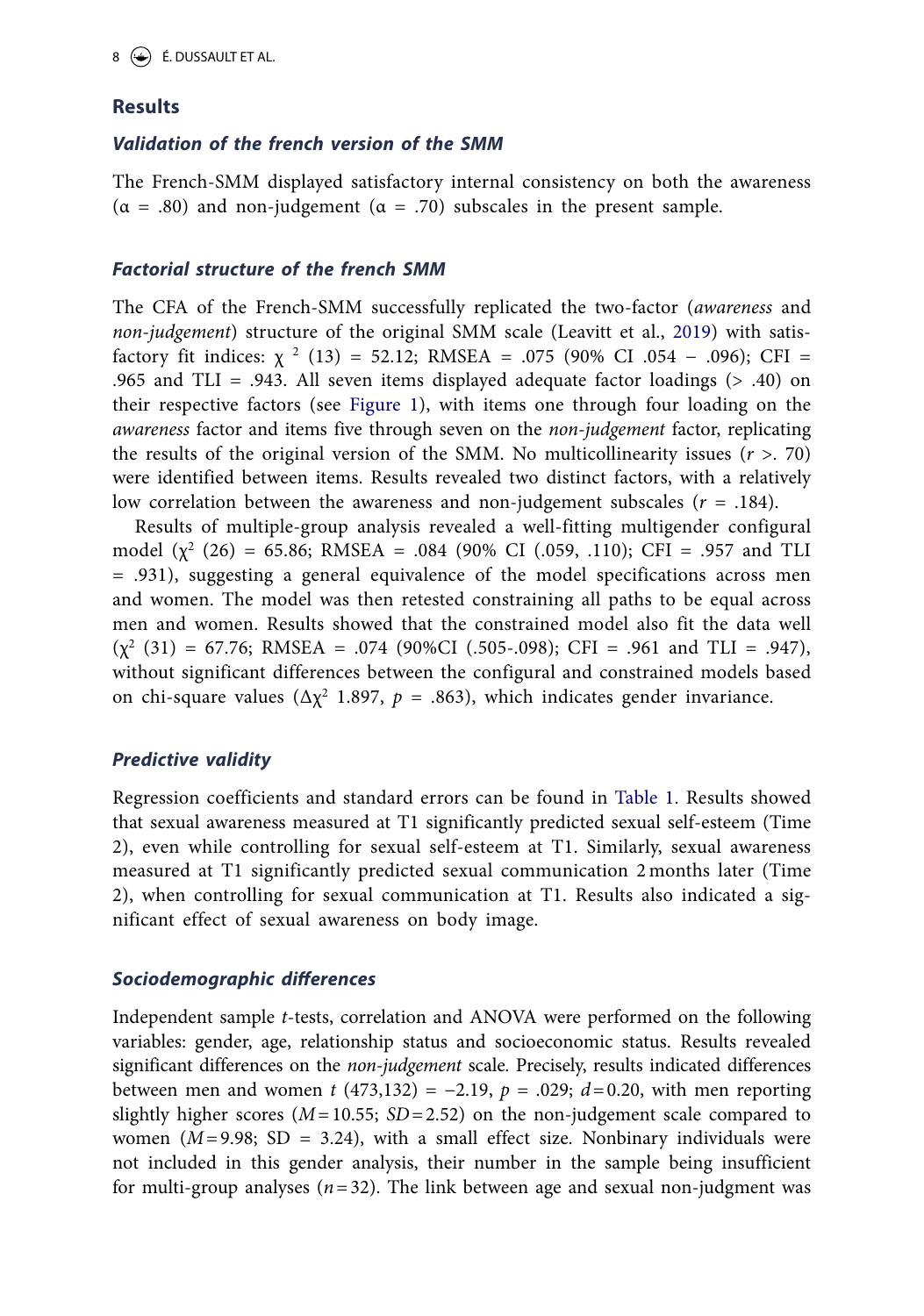## Results

### *Validation of the french version of the SMM*

The French-SMM displayed satisfactory internal consistency on both the awareness ($\alpha$ = .80) and non-judgement ($\alpha$ = .70) subscales in the present sample.

### *Factorial structure of the french SMM*

The CFA of the French-SMM successfully replicated the two-factor (*awareness* and *non-judgement*) structure of the original SMM scale (Leavitt et al., 2019) with satisfactory fit indices: $\chi^2$ (13) = 52.12; RMSEA = .075 (90% CI .054 − .096); CFI = .965 and TLI = .943. All seven items displayed adequate factor loadings (> .40) on their respective factors (see Figure 1), with items one through four loading on the *awareness* factor and items five through seven on the *non-judgement* factor, replicating the results of the original version of the SMM. No multicollinearity issues (*r* >. 70) were identified between items. Results revealed two distinct factors, with a relatively low correlation between the awareness and non-judgement subscales (*r* = .184).

Results of multiple-group analysis revealed a well-fitting multigender configural model ($\chi^2$ (26) = 65.86; RMSEA = .084 (90% CI (.059, .110); CFI = .957 and TLI = .931), suggesting a general equivalence of the model specifications across men and women. The model was then retested constraining all paths to be equal across men and women. Results showed that the constrained model also fit the data well ($\chi^2$ (31) = 67.76; RMSEA = .074 (90%CI (.505-.098); CFI = .961 and TLI = .947), without significant differences between the configural and constrained models based on chi-square values ($\Delta\chi^2$ 1.897, *p* = .863), which indicates gender invariance.

### *Predictive validity*

Regression coefficients and standard errors can be found in Table 1. Results showed that sexual awareness measured at T1 significantly predicted sexual self-esteem (Time 2), even while controlling for sexual self-esteem at T1. Similarly, sexual awareness measured at T1 significantly predicted sexual communication 2 months later (Time 2), when controlling for sexual communication at T1. Results also indicated a significant effect of sexual awareness on body image.

### *Sociodemographic differences*

Independent sample *t*-tests, correlation and ANOVA were performed on the following variables: gender, age, relationship status and socioeconomic status. Results revealed significant differences on the *non-judgement* scale. Precisely, results indicated differences between men and women *t* (473,132) = −2.19, *p* = .029; *d* = 0.20, with men reporting slightly higher scores (*M* = 10.55; *SD* = 2.52) on the non-judgement scale compared to women (*M* = 9.98; SD = 3.24), with a small effect size. Nonbinary individuals were not included in this gender analysis, their number in the sample being insufficient for multi-group analyses (*n* = 32). The link between age and sexual non-judgment was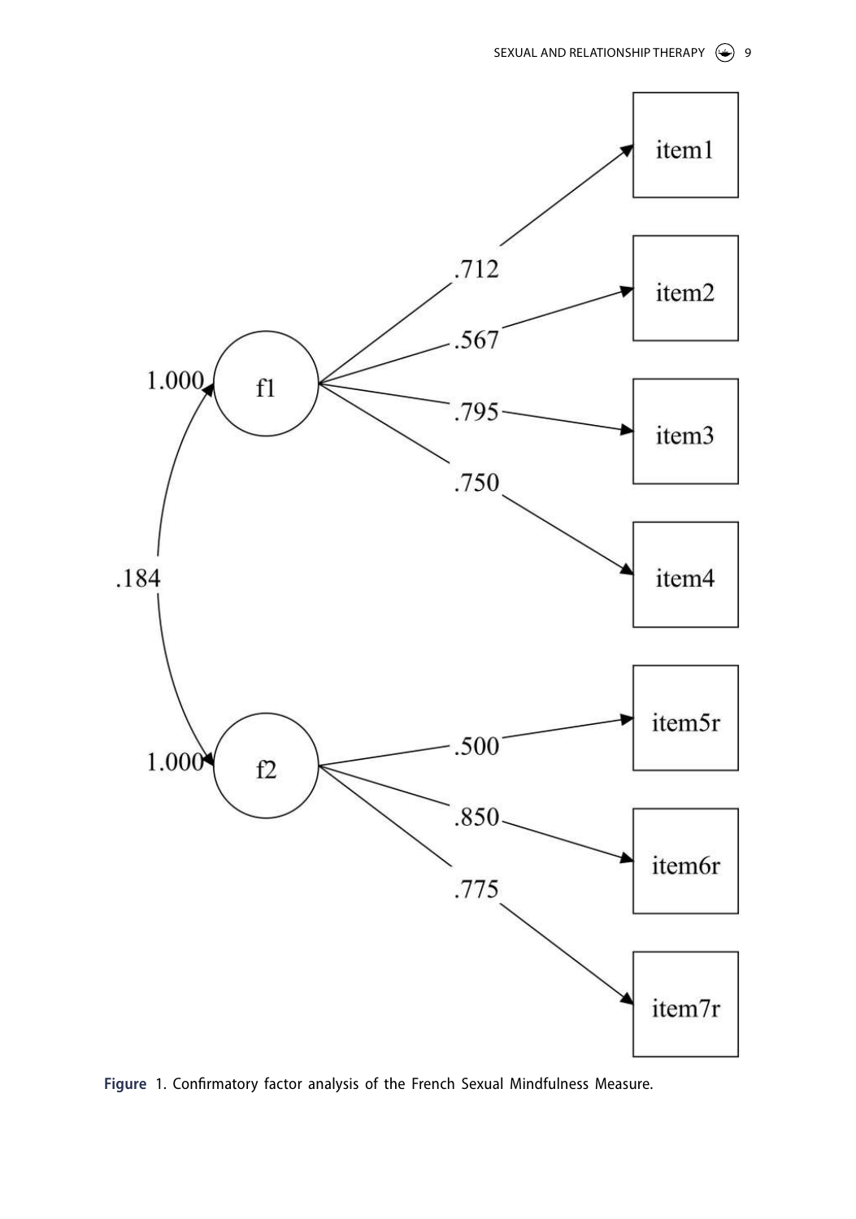Figure 1. Confirmatory factor analysis of the French Sexual Mindfulness Measure.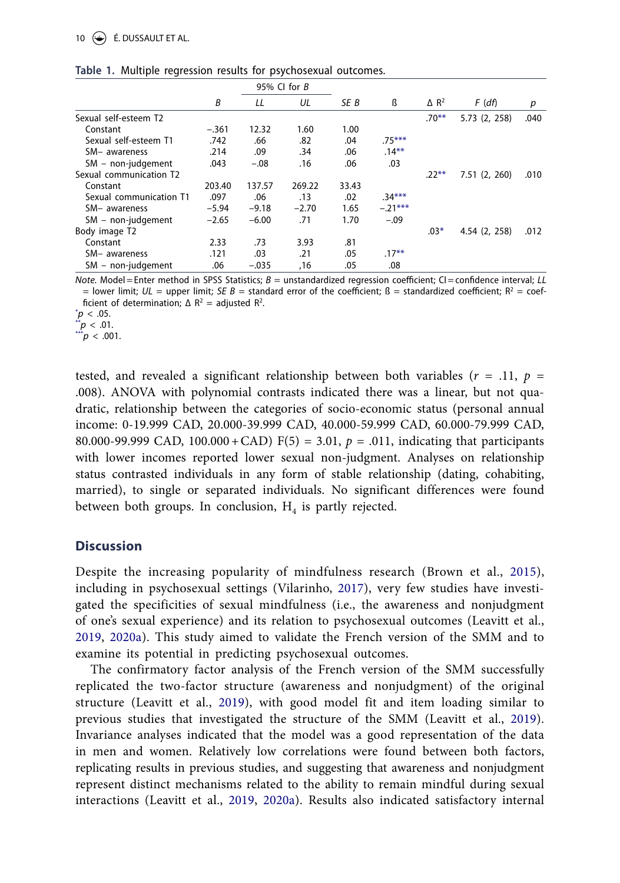**Table 1.** Multiple regression results for psychosexual outcomes.

| | *B* | 95% CI for *B* | | *SE B* | ß | Δ $R^2$ | *F* (*df*) | *p* |
|---|---|---|---|---|---|---|---|---|
| | | *LL* | *UL* | | | | | |
| Sexual self-esteem T2 | | | | | | .70** | 5.73 (2, 258) | .040 |
| Constant | −.361 | 12.32 | 1.60 | 1.00 | | | | |
| Sexual self-esteem T1 | .742 | .66 | .82 | .04 | .75*** | | | |
| SM– awareness | .214 | .09 | .34 | .06 | .14** | | | |
| SM – non-judgement | .043 | −.08 | .16 | .06 | .03 | | | |
| Sexual communication T2 | | | | | | .22** | 7.51 (2, 260) | .010 |
| Constant | 203.40 | 137.57 | 269.22 | 33.43 | | | | |
| Sexual communication T1 | .097 | .06 | .13 | .02 | .34*** | | | |
| SM– awareness | −5.94 | −9.18 | −2.70 | 1.65 | −.21*** | | | |
| SM – non-judgement | −2.65 | −6.00 | .71 | 1.70 | −.09 | | | |
| Body image T2 | | | | | | .03* | 4.54 (2, 258) | .012 |
| Constant | 2.33 | .73 | 3.93 | .81 | | | | |
| SM– awareness | .121 | .03 | .21 | .05 | .17** | | | |
| SM – non-judgement | .06 | −.035 | ,16 | .05 | .08 | | | |

*Note.* Model = Enter method in SPSS Statistics; *B* = unstandardized regression coefficient; CI = confidence interval; *LL* = lower limit; *UL* = upper limit; *SE B* = standard error of the coefficient; ß = standardized coefficient; $R^2$ = coefficient of determination; Δ $R^2$ = adjusted $R^2$.
*$p < .05$.
**$p < .01$.
***$p < .001$.

tested, and revealed a significant relationship between both variables ($r$ = .11, $p$ = .008). ANOVA with polynomial contrasts indicated there was a linear, but not quadratic, relationship between the categories of socio-economic status (personal annual income: 0-19.999 CAD, 20.000-39.999 CAD, 40.000-59.999 CAD, 60.000-79.999 CAD, 80.000-99.999 CAD, 100.000 + CAD) F(5) = 3.01, $p$ = .011, indicating that participants with lower incomes reported lower sexual non-judgment. Analyses on relationship status contrasted individuals in any form of stable relationship (dating, cohabiting, married), to single or separated individuals. No significant differences were found between both groups. In conclusion, $H_4$ is partly rejected.

## Discussion

Despite the increasing popularity of mindfulness research (Brown et al., 2015), including in psychosexual settings (Vilarinho, 2017), very few studies have investigated the specificities of sexual mindfulness (i.e., the awareness and nonjudgment of one's sexual experience) and its relation to psychosexual outcomes (Leavitt et al., 2019, 2020a). This study aimed to validate the French version of the SMM and to examine its potential in predicting psychosexual outcomes.

The confirmatory factor analysis of the French version of the SMM successfully replicated the two-factor structure (awareness and nonjudgment) of the original structure (Leavitt et al., 2019), with good model fit and item loading similar to previous studies that investigated the structure of the SMM (Leavitt et al., 2019). Invariance analyses indicated that the model was a good representation of the data in men and women. Relatively low correlations were found between both factors, replicating results in previous studies, and suggesting that awareness and nonjudgment represent distinct mechanisms related to the ability to remain mindful during sexual interactions (Leavitt et al., 2019, 2020a). Results also indicated satisfactory internal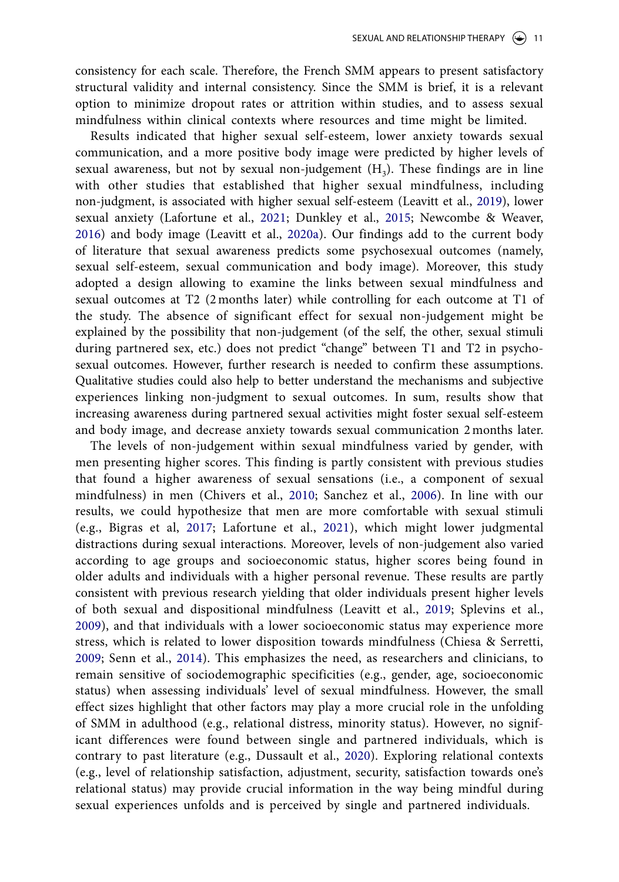consistency for each scale. Therefore, the French SMM appears to present satisfactory structural validity and internal consistency. Since the SMM is brief, it is a relevant option to minimize dropout rates or attrition within studies, and to assess sexual mindfulness within clinical contexts where resources and time might be limited.

Results indicated that higher sexual self-esteem, lower anxiety towards sexual communication, and a more positive body image were predicted by higher levels of sexual awareness, but not by sexual non-judgement ($H_3$). These findings are in line with other studies that established that higher sexual mindfulness, including non-judgment, is associated with higher sexual self-esteem (Leavitt et al., 2019), lower sexual anxiety (Lafortune et al., 2021; Dunkley et al., 2015; Newcombe & Weaver, 2016) and body image (Leavitt et al., 2020a). Our findings add to the current body of literature that sexual awareness predicts some psychosexual outcomes (namely, sexual self-esteem, sexual communication and body image). Moreover, this study adopted a design allowing to examine the links between sexual mindfulness and sexual outcomes at T2 (2 months later) while controlling for each outcome at T1 of the study. The absence of significant effect for sexual non-judgement might be explained by the possibility that non-judgement (of the self, the other, sexual stimuli during partnered sex, etc.) does not predict "change" between T1 and T2 in psychosexual outcomes. However, further research is needed to confirm these assumptions. Qualitative studies could also help to better understand the mechanisms and subjective experiences linking non-judgment to sexual outcomes. In sum, results show that increasing awareness during partnered sexual activities might foster sexual self-esteem and body image, and decrease anxiety towards sexual communication 2 months later.

The levels of non-judgement within sexual mindfulness varied by gender, with men presenting higher scores. This finding is partly consistent with previous studies that found a higher awareness of sexual sensations (i.e., a component of sexual mindfulness) in men (Chivers et al., 2010; Sanchez et al., 2006). In line with our results, we could hypothesize that men are more comfortable with sexual stimuli (e.g., Bigras et al, 2017; Lafortune et al., 2021), which might lower judgmental distractions during sexual interactions. Moreover, levels of non-judgement also varied according to age groups and socioeconomic status, higher scores being found in older adults and individuals with a higher personal revenue. These results are partly consistent with previous research yielding that older individuals present higher levels of both sexual and dispositional mindfulness (Leavitt et al., 2019; Splevins et al., 2009), and that individuals with a lower socioeconomic status may experience more stress, which is related to lower disposition towards mindfulness (Chiesa & Serretti, 2009; Senn et al., 2014). This emphasizes the need, as researchers and clinicians, to remain sensitive of sociodemographic specificities (e.g., gender, age, socioeconomic status) when assessing individuals' level of sexual mindfulness. However, the small effect sizes highlight that other factors may play a more crucial role in the unfolding of SMM in adulthood (e.g., relational distress, minority status). However, no significant differences were found between single and partnered individuals, which is contrary to past literature (e.g., Dussault et al., 2020). Exploring relational contexts (e.g., level of relationship satisfaction, adjustment, security, satisfaction towards one's relational status) may provide crucial information in the way being mindful during sexual experiences unfolds and is perceived by single and partnered individuals.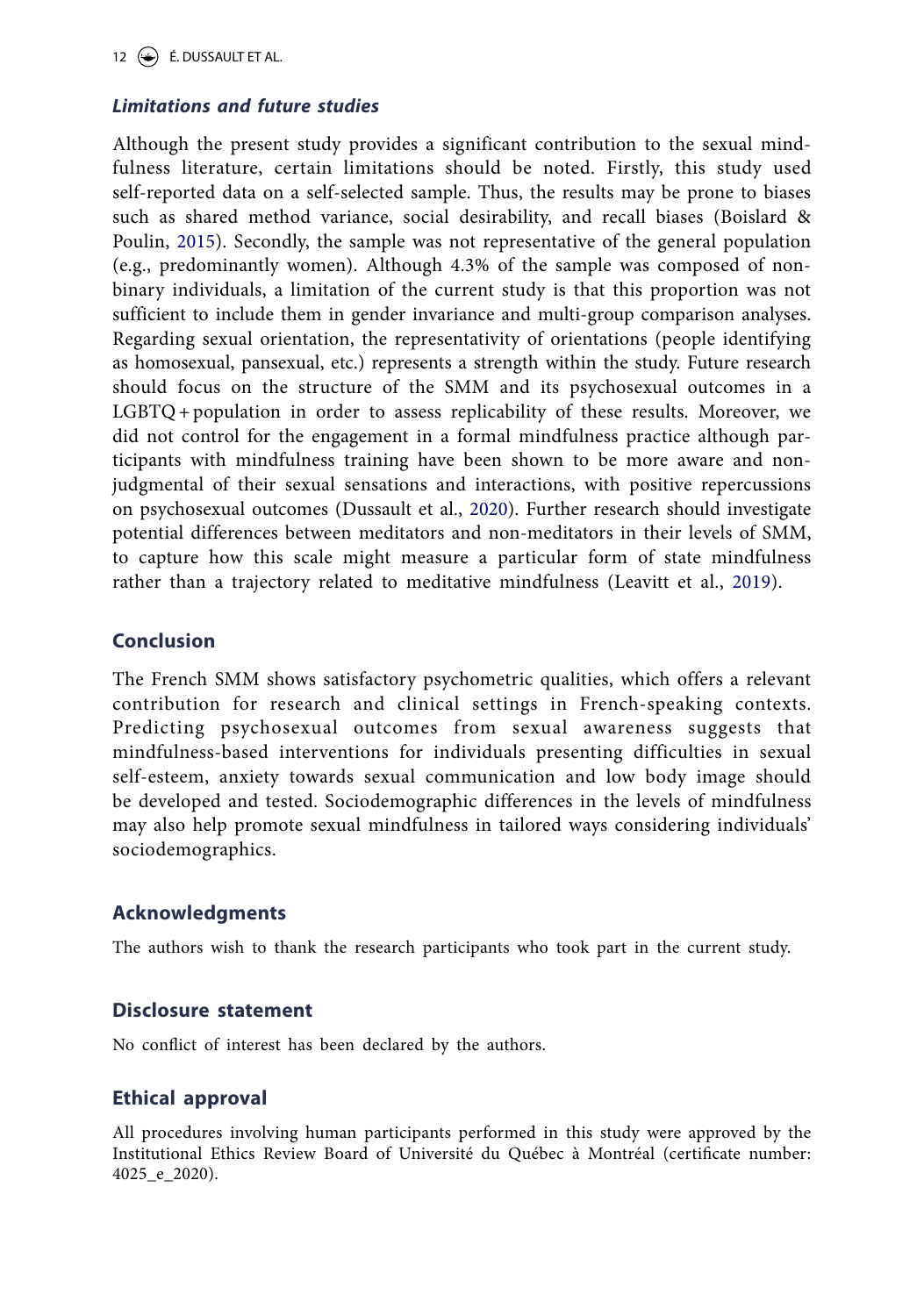### *Limitations and future studies*

Although the present study provides a significant contribution to the sexual mindfulness literature, certain limitations should be noted. Firstly, this study used self-reported data on a self-selected sample. Thus, the results may be prone to biases such as shared method variance, social desirability, and recall biases (Boislard & Poulin, 2015). Secondly, the sample was not representative of the general population (e.g., predominantly women). Although 4.3% of the sample was composed of non-binary individuals, a limitation of the current study is that this proportion was not sufficient to include them in gender invariance and multi-group comparison analyses. Regarding sexual orientation, the representativity of orientations (people identifying as homosexual, pansexual, etc.) represents a strength within the study. Future research should focus on the structure of the SMM and its psychosexual outcomes in a LGBTQ + population in order to assess replicability of these results. Moreover, we did not control for the engagement in a formal mindfulness practice although participants with mindfulness training have been shown to be more aware and non-judgmental of their sexual sensations and interactions, with positive repercussions on psychosexual outcomes (Dussault et al., 2020). Further research should investigate potential differences between meditators and non-meditators in their levels of SMM, to capture how this scale might measure a particular form of state mindfulness rather than a trajectory related to meditative mindfulness (Leavitt et al., 2019).

## Conclusion

The French SMM shows satisfactory psychometric qualities, which offers a relevant contribution for research and clinical settings in French-speaking contexts. Predicting psychosexual outcomes from sexual awareness suggests that mindfulness-based interventions for individuals presenting difficulties in sexual self-esteem, anxiety towards sexual communication and low body image should be developed and tested. Sociodemographic differences in the levels of mindfulness may also help promote sexual mindfulness in tailored ways considering individuals' sociodemographics.

## Acknowledgments

The authors wish to thank the research participants who took part in the current study.

## Disclosure statement

No conflict of interest has been declared by the authors.

## Ethical approval

All procedures involving human participants performed in this study were approved by the Institutional Ethics Review Board of Université du Québec à Montréal (certificate number: 4025_e_2020).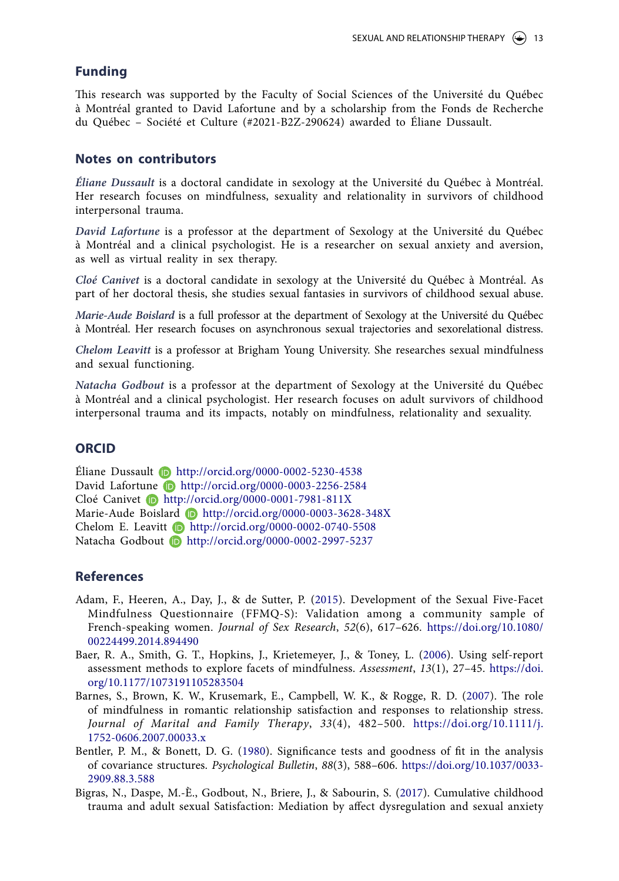## Funding

This research was supported by the Faculty of Social Sciences of the Université du Québec à Montréal granted to David Lafortune and by a scholarship from the Fonds de Recherche du Québec – Société et Culture (#2021-B2Z-290624) awarded to Éliane Dussault.

## Notes on contributors

*Éliane Dussault* is a doctoral candidate in sexology at the Université du Québec à Montréal. Her research focuses on mindfulness, sexuality and relationality in survivors of childhood interpersonal trauma.

*David Lafortune* is a professor at the department of Sexology at the Université du Québec à Montréal and a clinical psychologist. He is a researcher on sexual anxiety and aversion, as well as virtual reality in sex therapy.

*Cloé Canivet* is a doctoral candidate in sexology at the Université du Québec à Montréal. As part of her doctoral thesis, she studies sexual fantasies in survivors of childhood sexual abuse.

*Marie-Aude Boislard* is a full professor at the department of Sexology at the Université du Québec à Montréal. Her research focuses on asynchronous sexual trajectories and sexorelational distress.

*Chelom Leavitt* is a professor at Brigham Young University. She researches sexual mindfulness and sexual functioning.

*Natacha Godbout* is a professor at the department of Sexology at the Université du Québec à Montréal and a clinical psychologist. Her research focuses on adult survivors of childhood interpersonal trauma and its impacts, notably on mindfulness, relationality and sexuality.

## ORCID

Éliane Dussault http://orcid.org/0000-0002-5230-4538
David Lafortune http://orcid.org/0000-0003-2256-2584
Cloé Canivet http://orcid.org/0000-0001-7981-811X
Marie-Aude Boislard http://orcid.org/0000-0003-3628-348X
Chelom E. Leavitt http://orcid.org/0000-0002-0740-5508
Natacha Godbout http://orcid.org/0000-0002-2997-5237

## References

Adam, F., Heeren, A., Day, J., & de Sutter, P. (2015). Development of the Sexual Five-Facet Mindfulness Questionnaire (FFMQ-S): Validation among a community sample of French-speaking women. *Journal of Sex Research*, *52*(6), 617–626. https://doi.org/10.1080/00224499.2014.894490

Baer, R. A., Smith, G. T., Hopkins, J., Krietemeyer, J., & Toney, L. (2006). Using self-report assessment methods to explore facets of mindfulness. *Assessment*, *13*(1), 27–45. https://doi.org/10.1177/1073191105283504

Barnes, S., Brown, K. W., Krusemark, E., Campbell, W. K., & Rogge, R. D. (2007). The role of mindfulness in romantic relationship satisfaction and responses to relationship stress. *Journal of Marital and Family Therapy*, *33*(4), 482–500. https://doi.org/10.1111/j.1752-0606.2007.00033.x

Bentler, P. M., & Bonett, D. G. (1980). Significance tests and goodness of fit in the analysis of covariance structures. *Psychological Bulletin*, *88*(3), 588–606. https://doi.org/10.1037/0033-2909.88.3.588

Bigras, N., Daspe, M.-È., Godbout, N., Briere, J., & Sabourin, S. (2017). Cumulative childhood trauma and adult sexual Satisfaction: Mediation by affect dysregulation and sexual anxiety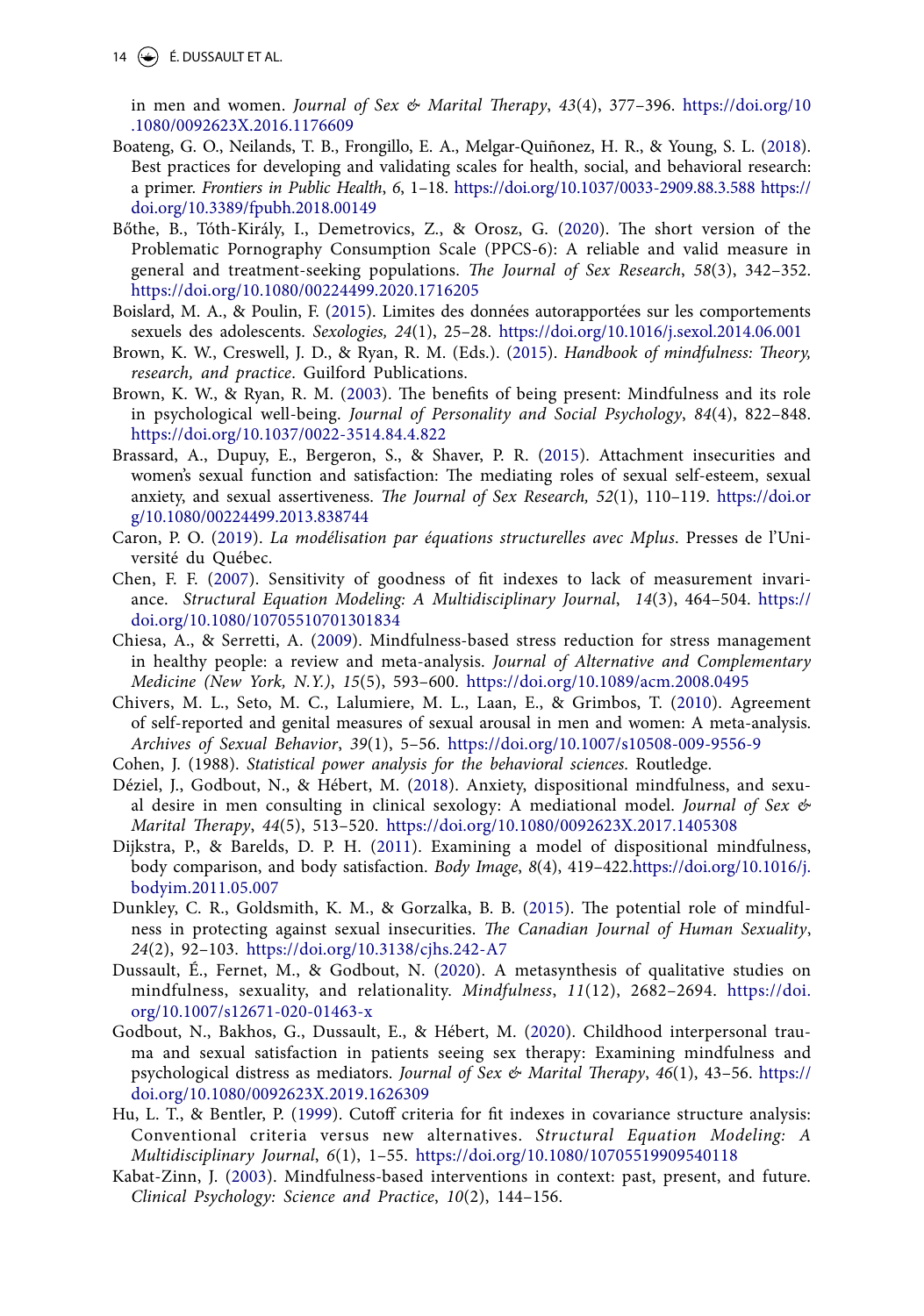in men and women. *Journal of Sex & Marital Therapy*, *43*(4), 377–396. https://doi.org/10.1080/0092623X.2016.1176609

Boateng, G. O., Neilands, T. B., Frongillo, E. A., Melgar-Quiñonez, H. R., & Young, S. L. (2018). Best practices for developing and validating scales for health, social, and behavioral research: a primer. *Frontiers in Public Health*, *6*, 1–18. https://doi.org/10.1037/0033-2909.88.3.588 https://doi.org/10.3389/fpubh.2018.00149

Bőthe, B., Tóth-Király, I., Demetrovics, Z., & Orosz, G. (2020). The short version of the Problematic Pornography Consumption Scale (PPCS-6): A reliable and valid measure in general and treatment-seeking populations. *The Journal of Sex Research*, *58*(3), 342–352. https://doi.org/10.1080/00224499.2020.1716205

Boislard, M. A., & Poulin, F. (2015). Limites des données autorapportées sur les comportements sexuels des adolescents. *Sexologies, 24*(1), 25–28. https://doi.org/10.1016/j.sexol.2014.06.001

Brown, K. W., Creswell, J. D., & Ryan, R. M. (Eds.). (2015). *Handbook of mindfulness: Theory, research, and practice*. Guilford Publications.

Brown, K. W., & Ryan, R. M. (2003). The benefits of being present: Mindfulness and its role in psychological well-being. *Journal of Personality and Social Psychology*, *84*(4), 822–848. https://doi.org/10.1037/0022-3514.84.4.822

Brassard, A., Dupuy, E., Bergeron, S., & Shaver, P. R. (2015). Attachment insecurities and women's sexual function and satisfaction: The mediating roles of sexual self-esteem, sexual anxiety, and sexual assertiveness. *The Journal of Sex Research, 52*(1), 110–119. https://doi.org/10.1080/00224499.2013.838744

Caron, P. O. (2019). *La modélisation par équations structurelles avec Mplus*. Presses de l'Université du Québec.

Chen, F. F. (2007). Sensitivity of goodness of fit indexes to lack of measurement invariance. *Structural Equation Modeling: A Multidisciplinary Journal*, *14*(3), 464–504. https://doi.org/10.1080/10705510701301834

Chiesa, A., & Serretti, A. (2009). Mindfulness-based stress reduction for stress management in healthy people: a review and meta-analysis. *Journal of Alternative and Complementary Medicine (New York, N.Y.)*, *15*(5), 593–600. https://doi.org/10.1089/acm.2008.0495

Chivers, M. L., Seto, M. C., Lalumiere, M. L., Laan, E., & Grimbos, T. (2010). Agreement of self-reported and genital measures of sexual arousal in men and women: A meta-analysis. *Archives of Sexual Behavior*, *39*(1), 5–56. https://doi.org/10.1007/s10508-009-9556-9

Cohen, J. (1988). *Statistical power analysis for the behavioral sciences*. Routledge.

Déziel, J., Godbout, N., & Hébert, M. (2018). Anxiety, dispositional mindfulness, and sexual desire in men consulting in clinical sexology: A mediational model. *Journal of Sex & Marital Therapy*, *44*(5), 513–520. https://doi.org/10.1080/0092623X.2017.1405308

Dijkstra, P., & Barelds, D. P. H. (2011). Examining a model of dispositional mindfulness, body comparison, and body satisfaction. *Body Image*, *8*(4), 419–422.https://doi.org/10.1016/j.bodyim.2011.05.007

Dunkley, C. R., Goldsmith, K. M., & Gorzalka, B. B. (2015). The potential role of mindfulness in protecting against sexual insecurities. *The Canadian Journal of Human Sexuality*, *24*(2), 92–103. https://doi.org/10.3138/cjhs.242-A7

Dussault, É., Fernet, M., & Godbout, N. (2020). A metasynthesis of qualitative studies on mindfulness, sexuality, and relationality. *Mindfulness*, *11*(12), 2682–2694. https://doi.org/10.1007/s12671-020-01463-x

Godbout, N., Bakhos, G., Dussault, E., & Hébert, M. (2020). Childhood interpersonal trauma and sexual satisfaction in patients seeing sex therapy: Examining mindfulness and psychological distress as mediators. *Journal of Sex & Marital Therapy*, *46*(1), 43–56. https://doi.org/10.1080/0092623X.2019.1626309

Hu, L. T., & Bentler, P. (1999). Cutoff criteria for fit indexes in covariance structure analysis: Conventional criteria versus new alternatives. *Structural Equation Modeling: A Multidisciplinary Journal*, *6*(1), 1–55. https://doi.org/10.1080/10705519909540118

Kabat-Zinn, J. (2003). Mindfulness-based interventions in context: past, present, and future. *Clinical Psychology: Science and Practice*, *10*(2), 144–156.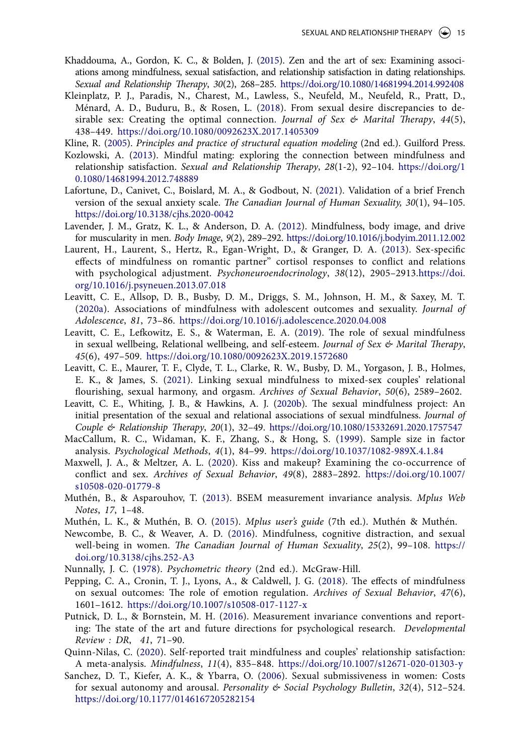Khaddouma, A., Gordon, K. C., & Bolden, J. (2015). Zen and the art of sex: Examining associations among mindfulness, sexual satisfaction, and relationship satisfaction in dating relationships. *Sexual and Relationship Therapy*, *30*(2), 268–285. https://doi.org/10.1080/14681994.2014.992408

Kleinplatz, P. J., Paradis, N., Charest, M., Lawless, S., Neufeld, M., Neufeld, R., Pratt, D., Ménard, A. D., Buduru, B., & Rosen, L. (2018). From sexual desire discrepancies to desirable sex: Creating the optimal connection. *Journal of Sex & Marital Therapy*, *44*(5), 438–449. https://doi.org/10.1080/0092623X.2017.1405309

Kline, R. (2005). *Principles and practice of structural equation modeling* (2nd ed.). Guilford Press.

Kozlowski, A. (2013). Mindful mating: exploring the connection between mindfulness and relationship satisfaction. *Sexual and Relationship Therapy*, *28*(1-2), 92–104. https://doi.org/10.1080/14681994.2012.748889

Lafortune, D., Canivet, C., Boislard, M. A., & Godbout, N. (2021). Validation of a brief French version of the sexual anxiety scale. *The Canadian Journal of Human Sexuality, 30*(1), 94–105. https://doi.org/10.3138/cjhs.2020-0042

Lavender, J. M., Gratz, K. L., & Anderson, D. A. (2012). Mindfulness, body image, and drive for muscularity in men. *Body Image*, *9*(2), 289–292. https://doi.org/10.1016/j.bodyim.2011.12.002

Laurent, H., Laurent, S., Hertz, R., Egan-Wright, D., & Granger, D. A. (2013). Sex-specific effects of mindfulness on romantic partner" cortisol responses to conflict and relations with psychological adjustment. *Psychoneuroendocrinology*, *38*(12), 2905–2913.https://doi.org/10.1016/j.psyneuen.2013.07.018

Leavitt, C. E., Allsop, D. B., Busby, D. M., Driggs, S. M., Johnson, H. M., & Saxey, M. T. (2020a). Associations of mindfulness with adolescent outcomes and sexuality. *Journal of Adolescence*, *81*, 73–86. https://doi.org/10.1016/j.adolescence.2020.04.008

Leavitt, C. E., Lefkowitz, E. S., & Waterman, E. A. (2019). The role of sexual mindfulness in sexual wellbeing, Relational wellbeing, and self-esteem. *Journal of Sex & Marital Therapy*, *45*(6), 497–509. https://doi.org/10.1080/0092623X.2019.1572680

Leavitt, C. E., Maurer, T. F., Clyde, T. L., Clarke, R. W., Busby, D. M., Yorgason, J. B., Holmes, E. K., & James, S. (2021). Linking sexual mindfulness to mixed-sex couples' relational flourishing, sexual harmony, and orgasm. *Archives of Sexual Behavior*, *50*(6), 2589–2602.

Leavitt, C. E., Whiting, J. B., & Hawkins, A. J. (2020b). The sexual mindfulness project: An initial presentation of the sexual and relational associations of sexual mindfulness. *Journal of Couple & Relationship Therapy*, *20*(1), 32–49. https://doi.org/10.1080/15332691.2020.1757547

MacCallum, R. C., Widaman, K. F., Zhang, S., & Hong, S. (1999). Sample size in factor analysis. *Psychological Methods*, *4*(1), 84–99. https://doi.org/10.1037/1082-989X.4.1.84

Maxwell, J. A., & Meltzer, A. L. (2020). Kiss and makeup? Examining the co-occurrence of conflict and sex. *Archives of Sexual Behavior*, *49*(8), 2883–2892. https://doi.org/10.1007/s10508-020-01779-8

Muthén, B., & Asparouhov, T. (2013). BSEM measurement invariance analysis. *Mplus Web Notes*, *17*, 1–48.

Muthén, L. K., & Muthén, B. O. (2015). *Mplus user's guide* (7th ed.). Muthén & Muthén.

Newcombe, B. C., & Weaver, A. D. (2016). Mindfulness, cognitive distraction, and sexual well-being in women. *The Canadian Journal of Human Sexuality*, *25*(2), 99–108. https://doi.org/10.3138/cjhs.252-A3

Nunnally, J. C. (1978). *Psychometric theory* (2nd ed.). McGraw-Hill.

Pepping, C. A., Cronin, T. J., Lyons, A., & Caldwell, J. G. (2018). The effects of mindfulness on sexual outcomes: The role of emotion regulation. *Archives of Sexual Behavior*, *47*(6), 1601–1612. https://doi.org/10.1007/s10508-017-1127-x

Putnick, D. L., & Bornstein, M. H. (2016). Measurement invariance conventions and reporting: The state of the art and future directions for psychological research. *Developmental Review : DR*, *41*, 71–90.

Quinn-Nilas, C. (2020). Self-reported trait mindfulness and couples' relationship satisfaction: A meta-analysis. *Mindfulness*, *11*(4), 835–848. https://doi.org/10.1007/s12671-020-01303-y

Sanchez, D. T., Kiefer, A. K., & Ybarra, O. (2006). Sexual submissiveness in women: Costs for sexual autonomy and arousal. *Personality & Social Psychology Bulletin*, *32*(4), 512–524. https://doi.org/10.1177/0146167205282154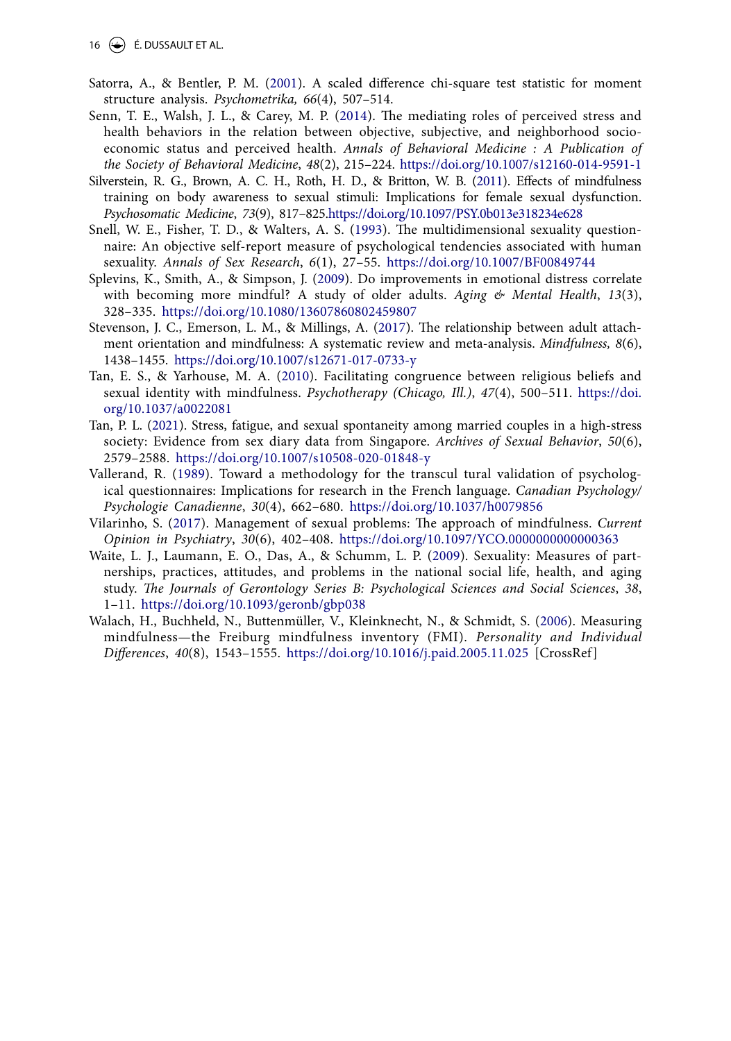Satorra, A., & Bentler, P. M. (2001). A scaled difference chi-square test statistic for moment structure analysis. *Psychometrika, 66*(4), 507–514.

Senn, T. E., Walsh, J. L., & Carey, M. P. (2014). The mediating roles of perceived stress and health behaviors in the relation between objective, subjective, and neighborhood socioeconomic status and perceived health. *Annals of Behavioral Medicine : A Publication of the Society of Behavioral Medicine*, *48*(2), 215–224. https://doi.org/10.1007/s12160-014-9591-1

Silverstein, R. G., Brown, A. C. H., Roth, H. D., & Britton, W. B. (2011). Effects of mindfulness training on body awareness to sexual stimuli: Implications for female sexual dysfunction. *Psychosomatic Medicine*, *73*(9), 817–825.https://doi.org/10.1097/PSY.0b013e318234e628

Snell, W. E., Fisher, T. D., & Walters, A. S. (1993). The multidimensional sexuality questionnaire: An objective self-report measure of psychological tendencies associated with human sexuality. *Annals of Sex Research*, *6*(1), 27–55. https://doi.org/10.1007/BF00849744

Splevins, K., Smith, A., & Simpson, J. (2009). Do improvements in emotional distress correlate with becoming more mindful? A study of older adults. *Aging & Mental Health*, *13*(3), 328–335. https://doi.org/10.1080/13607860802459807

Stevenson, J. C., Emerson, L. M., & Millings, A. (2017). The relationship between adult attachment orientation and mindfulness: A systematic review and meta-analysis. *Mindfulness, 8*(6), 1438–1455. https://doi.org/10.1007/s12671-017-0733-y

Tan, E. S., & Yarhouse, M. A. (2010). Facilitating congruence between religious beliefs and sexual identity with mindfulness. *Psychotherapy (Chicago, Ill.)*, *47*(4), 500–511. https://doi.org/10.1037/a0022081

Tan, P. L. (2021). Stress, fatigue, and sexual spontaneity among married couples in a high-stress society: Evidence from sex diary data from Singapore. *Archives of Sexual Behavior*, *50*(6), 2579–2588. https://doi.org/10.1007/s10508-020-01848-y

Vallerand, R. (1989). Toward a methodology for the transcul tural validation of psychological questionnaires: Implications for research in the French language. *Canadian Psychology/Psychologie Canadienne*, *30*(4), 662–680. https://doi.org/10.1037/h0079856

Vilarinho, S. (2017). Management of sexual problems: The approach of mindfulness. *Current Opinion in Psychiatry*, *30*(6), 402–408. https://doi.org/10.1097/YCO.0000000000000363

Waite, L. J., Laumann, E. O., Das, A., & Schumm, L. P. (2009). Sexuality: Measures of partnerships, practices, attitudes, and problems in the national social life, health, and aging study. *The Journals of Gerontology Series B: Psychological Sciences and Social Sciences*, *38*, 1–11. https://doi.org/10.1093/geronb/gbp038

Walach, H., Buchheld, N., Buttenmüller, V., Kleinknecht, N., & Schmidt, S. (2006). Measuring mindfulness—the Freiburg mindfulness inventory (FMI). *Personality and Individual Differences*, *40*(8), 1543–1555. https://doi.org/10.1016/j.paid.2005.11.025 [CrossRef]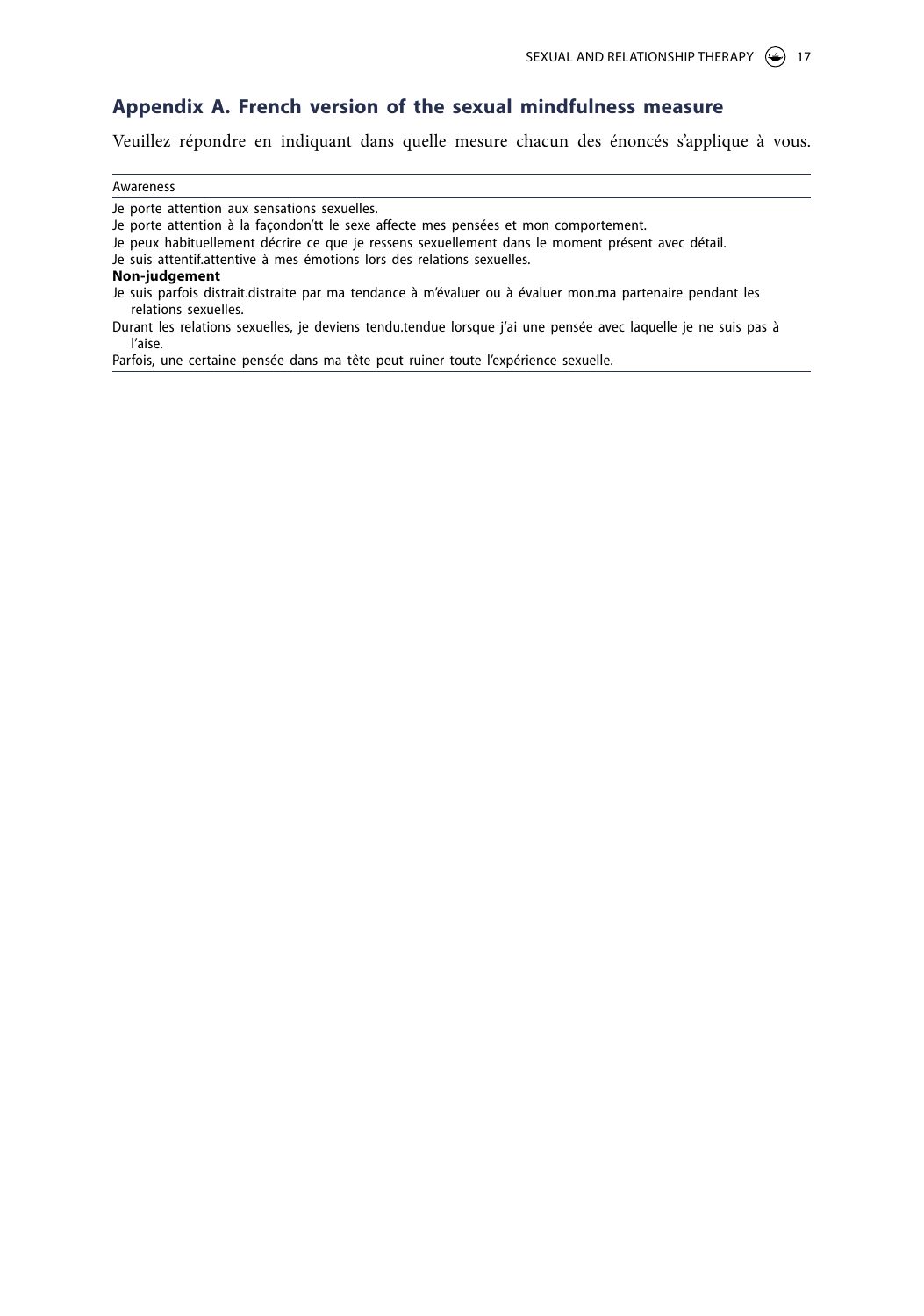## Appendix A. French version of the sexual mindfulness measure

Veuillez répondre en indiquant dans quelle mesure chacun des énoncés s'applique à vous.

| Awareness |
| --- |
| Je porte attention aux sensations sexuelles. |
| Je porte attention à la façondon'tt le sexe affecte mes pensées et mon comportement. |
| Je peux habituellement décrire ce que je ressens sexuellement dans le moment présent avec détail. |
| Je suis attentif.attentive à mes émotions lors des relations sexuelles. |
| **Non-judgement** |
| Je suis parfois distrait.distraite par ma tendance à m'évaluer ou à évaluer mon.ma partenaire pendant les relations sexuelles. |
| Durant les relations sexuelles, je deviens tendu.tendue lorsque j'ai une pensée avec laquelle je ne suis pas à l'aise. |
| Parfois, une certaine pensée dans ma tête peut ruiner toute l'expérience sexuelle. |